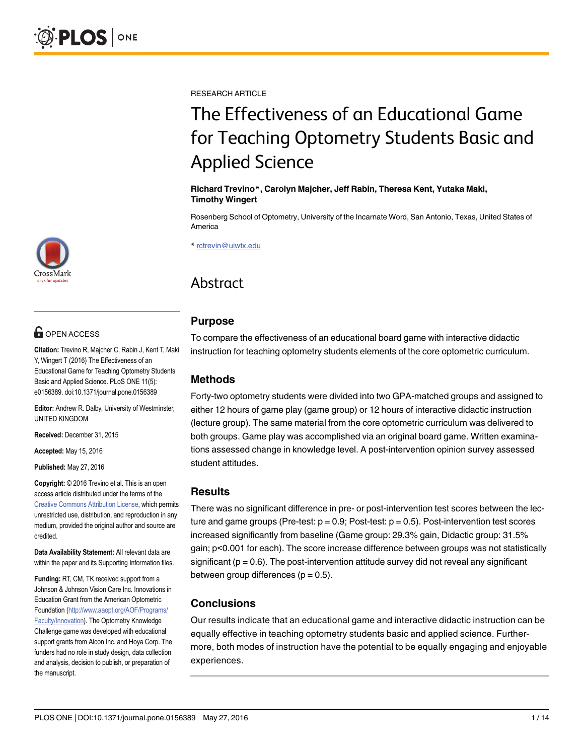RESEARCH ARTICLE

# The Effectiveness of an Educational Game for Teaching Optometry Students Basic and Applied Science

**Richard Trevino*, Carolyn Majcher, Jeff Rabin, Theresa Kent, Yutaka Maki, Timothy Wingert**

Rosenberg School of Optometry, University of the Incarnate Word, San Antonio, Texas, United States of America

* rctrevin@uiwtx.edu

## Abstract

### Purpose

To compare the effectiveness of an educational board game with interactive didactic instruction for teaching optometry students elements of the core optometric curriculum.

### Methods

Forty-two optometry students were divided into two GPA-matched groups and assigned to either 12 hours of game play (game group) or 12 hours of interactive didactic instruction (lecture group). The same material from the core optometric curriculum was delivered to both groups. Game play was accomplished via an original board game. Written examinations assessed change in knowledge level. A post-intervention opinion survey assessed student attitudes.

### Results

There was no significant difference in pre- or post-intervention test scores between the lecture and game groups (Pre-test: $p = 0.9$; Post-test: $p = 0.5$). Post-intervention test scores increased significantly from baseline (Game group: 29.3% gain, Didactic group: 31.5% gain; $p<0.001$ for each). The score increase difference between groups was not statistically significant ($p = 0.6$). The post-intervention attitude survey did not reveal any significant between group differences ($p = 0.5$).

### Conclusions

Our results indicate that an educational game and interactive didactic instruction can be equally effective in teaching optometry students basic and applied science. Furthermore, both modes of instruction have the potential to be equally engaging and enjoyable experiences.

OPEN ACCESS

**Citation:** Trevino R, Majcher C, Rabin J, Kent T, Maki Y, Wingert T (2016) The Effectiveness of an Educational Game for Teaching Optometry Students Basic and Applied Science. PLoS ONE 11(5): e0156389. doi:10.1371/journal.pone.0156389

**Editor:** Andrew R. Dalby, University of Westminster, UNITED KINGDOM

**Received:** December 31, 2015

**Accepted:** May 15, 2016

**Published:** May 27, 2016

**Copyright:** © 2016 Trevino et al. This is an open access article distributed under the terms of the Creative Commons Attribution License, which permits unrestricted use, distribution, and reproduction in any medium, provided the original author and source are credited.

**Data Availability Statement:** All relevant data are within the paper and its Supporting Information files.

**Funding:** RT, CM, TK received support from a Johnson & Johnson Vision Care Inc. Innovations in Education Grant from the American Optometric Foundation (http://www.aaopt.org/AOF/Programs/Faculty/Innovation). The Optometry Knowledge Challenge game was developed with educational support grants from Alcon Inc. and Hoya Corp. The funders had no role in study design, data collection and analysis, decision to publish, or preparation of the manuscript.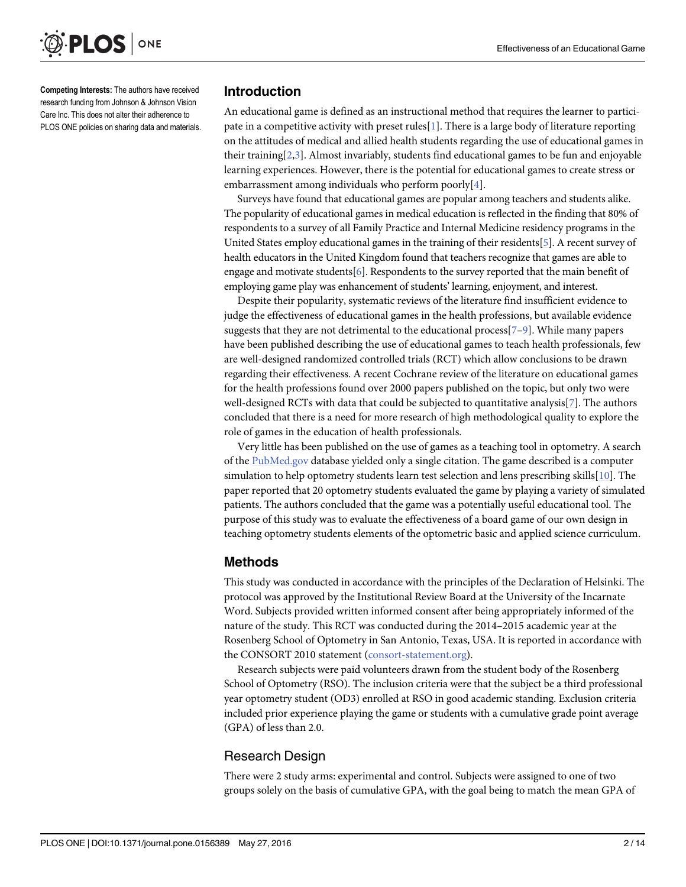**Competing Interests:** The authors have received research funding from Johnson & Johnson Vision Care Inc. This does not alter their adherence to PLOS ONE policies on sharing data and materials.

## Introduction

An educational game is defined as an instructional method that requires the learner to participate in a competitive activity with preset rules[1]. There is a large body of literature reporting on the attitudes of medical and allied health students regarding the use of educational games in their training[2,3]. Almost invariably, students find educational games to be fun and enjoyable learning experiences. However, there is the potential for educational games to create stress or embarrassment among individuals who perform poorly[4].

Surveys have found that educational games are popular among teachers and students alike. The popularity of educational games in medical education is reflected in the finding that 80% of respondents to a survey of all Family Practice and Internal Medicine residency programs in the United States employ educational games in the training of their residents[5]. A recent survey of health educators in the United Kingdom found that teachers recognize that games are able to engage and motivate students[6]. Respondents to the survey reported that the main benefit of employing game play was enhancement of students' learning, enjoyment, and interest.

Despite their popularity, systematic reviews of the literature find insufficient evidence to judge the effectiveness of educational games in the health professions, but available evidence suggests that they are not detrimental to the educational process[7–9]. While many papers have been published describing the use of educational games to teach health professionals, few are well-designed randomized controlled trials (RCT) which allow conclusions to be drawn regarding their effectiveness. A recent Cochrane review of the literature on educational games for the health professions found over 2000 papers published on the topic, but only two were well-designed RCTs with data that could be subjected to quantitative analysis[7]. The authors concluded that there is a need for more research of high methodological quality to explore the role of games in the education of health professionals.

Very little has been published on the use of games as a teaching tool in optometry. A search of the PubMed.gov database yielded only a single citation. The game described is a computer simulation to help optometry students learn test selection and lens prescribing skills[10]. The paper reported that 20 optometry students evaluated the game by playing a variety of simulated patients. The authors concluded that the game was a potentially useful educational tool. The purpose of this study was to evaluate the effectiveness of a board game of our own design in teaching optometry students elements of the optometric basic and applied science curriculum.

## Methods

This study was conducted in accordance with the principles of the Declaration of Helsinki. The protocol was approved by the Institutional Review Board at the University of the Incarnate Word. Subjects provided written informed consent after being appropriately informed of the nature of the study. This RCT was conducted during the 2014–2015 academic year at the Rosenberg School of Optometry in San Antonio, Texas, USA. It is reported in accordance with the CONSORT 2010 statement (consort-statement.org).

Research subjects were paid volunteers drawn from the student body of the Rosenberg School of Optometry (RSO). The inclusion criteria were that the subject be a third professional year optometry student (OD3) enrolled at RSO in good academic standing. Exclusion criteria included prior experience playing the game or students with a cumulative grade point average (GPA) of less than 2.0.

### Research Design

There were 2 study arms: experimental and control. Subjects were assigned to one of two groups solely on the basis of cumulative GPA, with the goal being to match the mean GPA of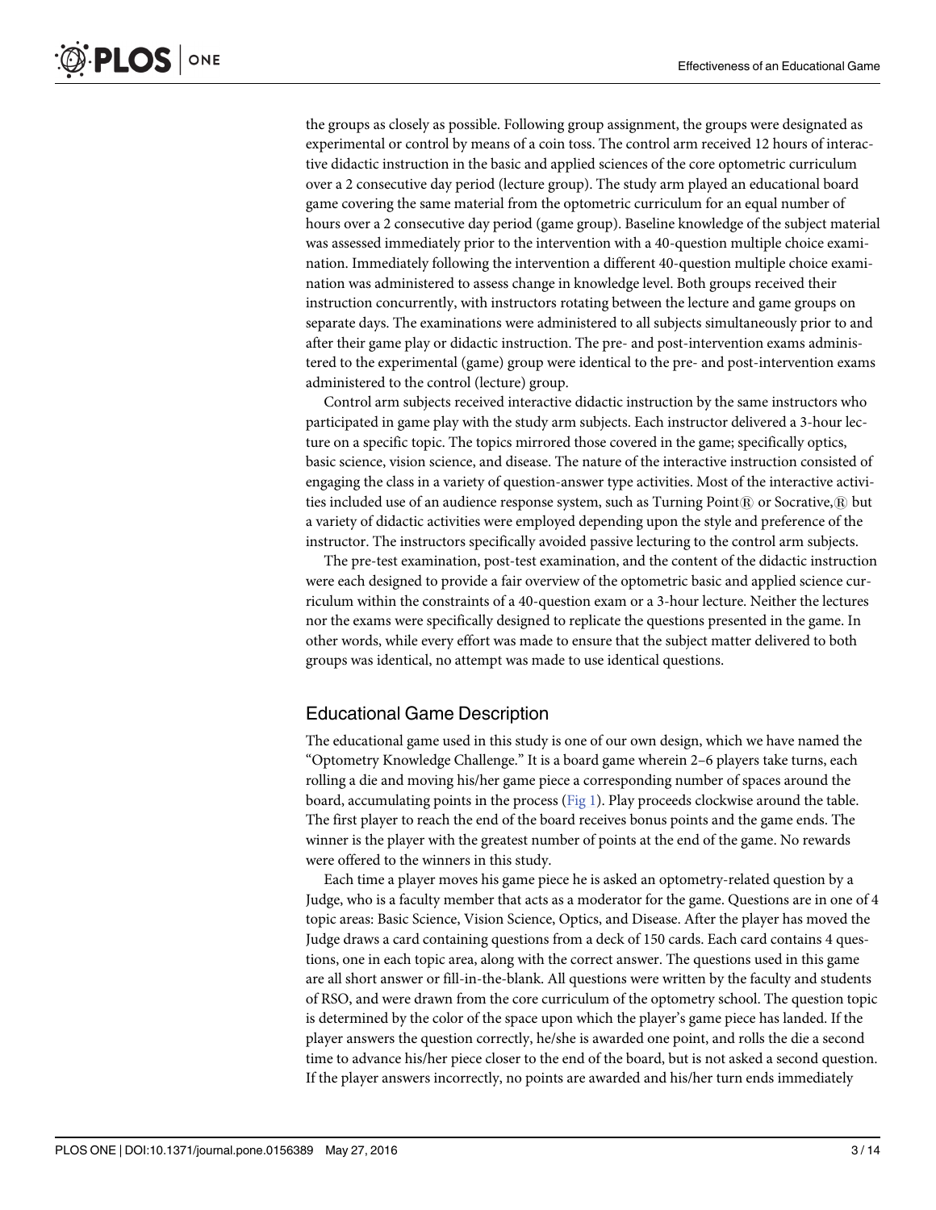the groups as closely as possible. Following group assignment, the groups were designated as experimental or control by means of a coin toss. The control arm received 12 hours of interactive didactic instruction in the basic and applied sciences of the core optometric curriculum over a 2 consecutive day period (lecture group). The study arm played an educational board game covering the same material from the optometric curriculum for an equal number of hours over a 2 consecutive day period (game group). Baseline knowledge of the subject material was assessed immediately prior to the intervention with a 40-question multiple choice examination. Immediately following the intervention a different 40-question multiple choice examination was administered to assess change in knowledge level. Both groups received their instruction concurrently, with instructors rotating between the lecture and game groups on separate days. The examinations were administered to all subjects simultaneously prior to and after their game play or didactic instruction. The pre- and post-intervention exams administered to the experimental (game) group were identical to the pre- and post-intervention exams administered to the control (lecture) group.

Control arm subjects received interactive didactic instruction by the same instructors who participated in game play with the study arm subjects. Each instructor delivered a 3-hour lecture on a specific topic. The topics mirrored those covered in the game; specifically optics, basic science, vision science, and disease. The nature of the interactive instruction consisted of engaging the class in a variety of question-answer type activities. Most of the interactive activities included use of an audience response system, such as Turning Point® or Socrative,® but a variety of didactic activities were employed depending upon the style and preference of the instructor. The instructors specifically avoided passive lecturing to the control arm subjects.

The pre-test examination, post-test examination, and the content of the didactic instruction were each designed to provide a fair overview of the optometric basic and applied science curriculum within the constraints of a 40-question exam or a 3-hour lecture. Neither the lectures nor the exams were specifically designed to replicate the questions presented in the game. In other words, while every effort was made to ensure that the subject matter delivered to both groups was identical, no attempt was made to use identical questions.

## Educational Game Description

The educational game used in this study is one of our own design, which we have named the "Optometry Knowledge Challenge." It is a board game wherein 2–6 players take turns, each rolling a die and moving his/her game piece a corresponding number of spaces around the board, accumulating points in the process (Fig 1). Play proceeds clockwise around the table. The first player to reach the end of the board receives bonus points and the game ends. The winner is the player with the greatest number of points at the end of the game. No rewards were offered to the winners in this study.

Each time a player moves his game piece he is asked an optometry-related question by a Judge, who is a faculty member that acts as a moderator for the game. Questions are in one of 4 topic areas: Basic Science, Vision Science, Optics, and Disease. After the player has moved the Judge draws a card containing questions from a deck of 150 cards. Each card contains 4 questions, one in each topic area, along with the correct answer. The questions used in this game are all short answer or fill-in-the-blank. All questions were written by the faculty and students of RSO, and were drawn from the core curriculum of the optometry school. The question topic is determined by the color of the space upon which the player's game piece has landed. If the player answers the question correctly, he/she is awarded one point, and rolls the die a second time to advance his/her piece closer to the end of the board, but is not asked a second question. If the player answers incorrectly, no points are awarded and his/her turn ends immediately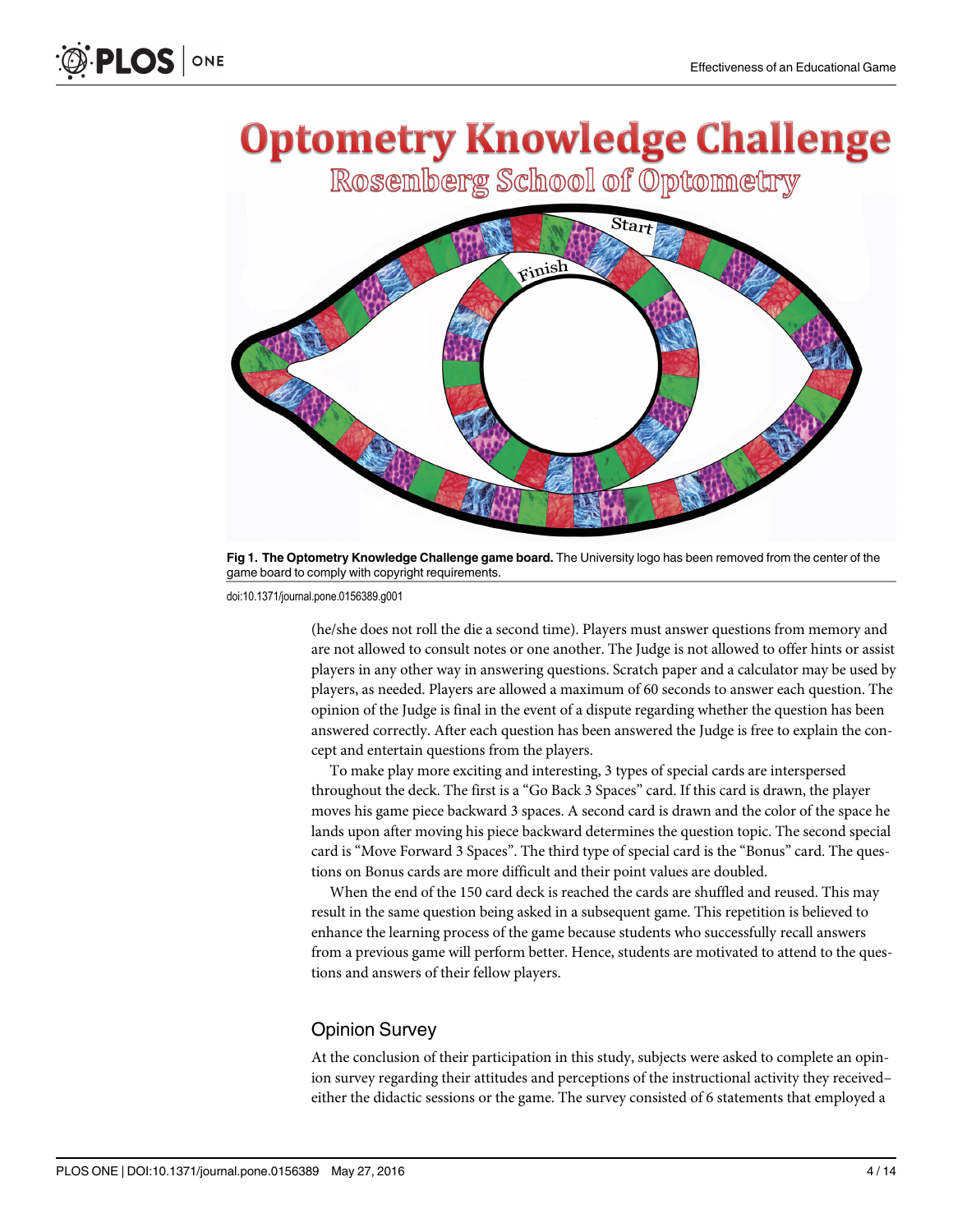Fig 1. The Optometry Knowledge Challenge game board. The University logo has been removed from the center of the game board to comply with copyright requirements.

doi:10.1371/journal.pone.0156389.g001

(he/she does not roll the die a second time). Players must answer questions from memory and are not allowed to consult notes or one another. The Judge is not allowed to offer hints or assist players in any other way in answering questions. Scratch paper and a calculator may be used by players, as needed. Players are allowed a maximum of 60 seconds to answer each question. The opinion of the Judge is final in the event of a dispute regarding whether the question has been answered correctly. After each question has been answered the Judge is free to explain the concept and entertain questions from the players.

To make play more exciting and interesting, 3 types of special cards are interspersed throughout the deck. The first is a "Go Back 3 Spaces" card. If this card is drawn, the player moves his game piece backward 3 spaces. A second card is drawn and the color of the space he lands upon after moving his piece backward determines the question topic. The second special card is "Move Forward 3 Spaces". The third type of special card is the "Bonus" card. The questions on Bonus cards are more difficult and their point values are doubled.

When the end of the 150 card deck is reached the cards are shuffled and reused. This may result in the same question being asked in a subsequent game. This repetition is believed to enhance the learning process of the game because students who successfully recall answers from a previous game will perform better. Hence, students are motivated to attend to the questions and answers of their fellow players.

## Opinion Survey

At the conclusion of their participation in this study, subjects were asked to complete an opinion survey regarding their attitudes and perceptions of the instructional activity they received–either the didactic sessions or the game. The survey consisted of 6 statements that employed a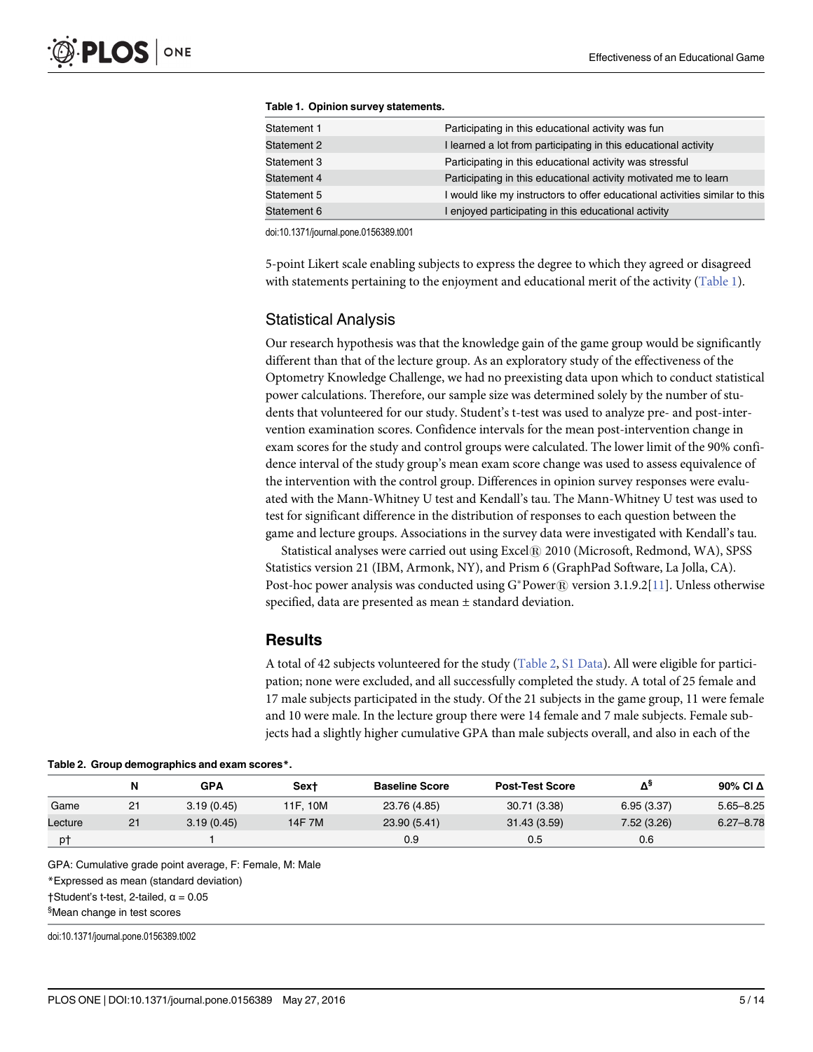**Table 1. Opinion survey statements.**

| | |
|---|---|
| Statement 1 | Participating in this educational activity was fun |
| Statement 2 | I learned a lot from participating in this educational activity |
| Statement 3 | Participating in this educational activity was stressful |
| Statement 4 | Participating in this educational activity motivated me to learn |
| Statement 5 | I would like my instructors to offer educational activities similar to this |
| Statement 6 | I enjoyed participating in this educational activity |

doi:10.1371/journal.pone.0156389.t001

5-point Likert scale enabling subjects to express the degree to which they agreed or disagreed with statements pertaining to the enjoyment and educational merit of the activity (Table 1).

## Statistical Analysis

Our research hypothesis was that the knowledge gain of the game group would be significantly different than that of the lecture group. As an exploratory study of the effectiveness of the Optometry Knowledge Challenge, we had no preexisting data upon which to conduct statistical power calculations. Therefore, our sample size was determined solely by the number of students that volunteered for our study. Student's t-test was used to analyze pre- and post-intervention examination scores. Confidence intervals for the mean post-intervention change in exam scores for the study and control groups were calculated. The lower limit of the 90% confidence interval of the study group's mean exam score change was used to assess equivalence of the intervention with the control group. Differences in opinion survey responses were evaluated with the Mann-Whitney U test and Kendall's tau. The Mann-Whitney U test was used to test for significant difference in the distribution of responses to each question between the game and lecture groups. Associations in the survey data were investigated with Kendall's tau.

Statistical analyses were carried out using Excel® 2010 (Microsoft, Redmond, WA), SPSS Statistics version 21 (IBM, Armonk, NY), and Prism 6 (GraphPad Software, La Jolla, CA). Post-hoc power analysis was conducted using G*Power® version 3.1.9.2[11]. Unless otherwise specified, data are presented as mean ± standard deviation.

# Results

A total of 42 subjects volunteered for the study (Table 2, S1 Data). All were eligible for participation; none were excluded, and all successfully completed the study. A total of 25 female and 17 male subjects participated in the study. Of the 21 subjects in the game group, 11 were female and 10 were male. In the lecture group there were 14 female and 7 male subjects. Female subjects had a slightly higher cumulative GPA than male subjects overall, and also in each of the

**Table 2. Group demographics and exam scores*.**

| | N | GPA | Sex† | Baseline Score | Post-Test Score | Δ[§] | 90% CI Δ |
|---|---|---|---|---|---|---|---|
| Game | 21 | 3.19 (0.45) | 11F, 10M | 23.76 (4.85) | 30.71 (3.38) | 6.95 (3.37) | 5.65–8.25 |
| Lecture | 21 | 3.19 (0.45) | 14F 7M | 23.90 (5.41) | 31.43 (3.59) | 7.52 (3.26) | 6.27–8.78 |
| p† | | 1 | | 0.9 | 0.5 | 0.6 | |

GPA: Cumulative grade point average, F: Female, M: Male

*Expressed as mean (standard deviation)

†Student's t-test, 2-tailed, $\alpha = 0.05$

§Mean change in test scores

doi:10.1371/journal.pone.0156389.t002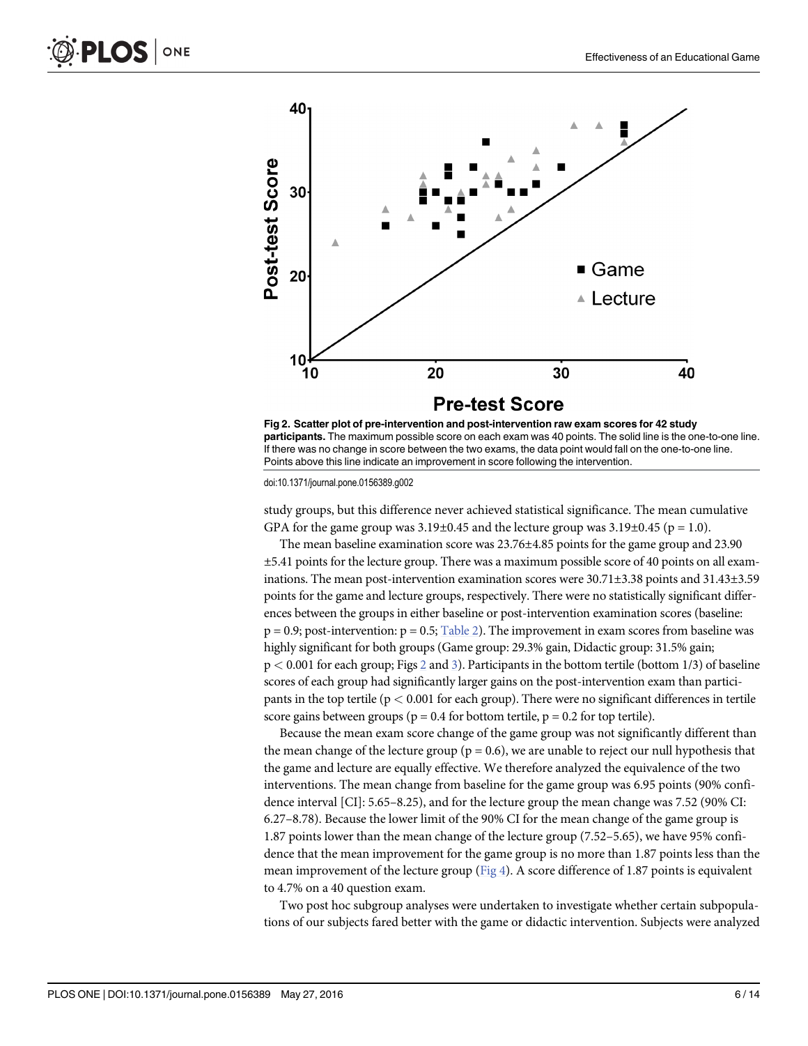**Fig 2. Scatter plot of pre-intervention and post-intervention raw exam scores for 42 study participants.** The maximum possible score on each exam was 40 points. The solid line is the one-to-one line. If there was no change in score between the two exams, the data point would fall on the one-to-one line. Points above this line indicate an improvement in score following the intervention.

doi:10.1371/journal.pone.0156389.g002

study groups, but this difference never achieved statistical significance. The mean cumulative GPA for the game group was 3.19±0.45 and the lecture group was 3.19±0.45 ($p = 1.0$).

The mean baseline examination score was 23.76±4.85 points for the game group and 23.90 ±5.41 points for the lecture group. There was a maximum possible score of 40 points on all examinations. The mean post-intervention examination scores were 30.71±3.38 points and 31.43±3.59 points for the game and lecture groups, respectively. There were no statistically significant differences between the groups in either baseline or post-intervention examination scores (baseline: $p = 0.9$; post-intervention: $p = 0.5$; Table 2). The improvement in exam scores from baseline was highly significant for both groups (Game group: 29.3% gain, Didactic group: 31.5% gain; $p < 0.001$ for each group; Figs 2 and 3). Participants in the bottom tertile (bottom 1/3) of baseline scores of each group had significantly larger gains on the post-intervention exam than participants in the top tertile ($p < 0.001$ for each group). There were no significant differences in tertile score gains between groups ($p = 0.4$ for bottom tertile, $p = 0.2$ for top tertile).

Because the mean exam score change of the game group was not significantly different than the mean change of the lecture group ($p = 0.6$), we are unable to reject our null hypothesis that the game and lecture are equally effective. We therefore analyzed the equivalence of the two interventions. The mean change from baseline for the game group was 6.95 points (90% confidence interval [CI]: 5.65–8.25), and for the lecture group the mean change was 7.52 (90% CI: 6.27–8.78). Because the lower limit of the 90% CI for the mean change of the game group is 1.87 points lower than the mean change of the lecture group (7.52–5.65), we have 95% confidence that the mean improvement for the game group is no more than 1.87 points less than the mean improvement of the lecture group (Fig 4). A score difference of 1.87 points is equivalent to 4.7% on a 40 question exam.

Two post hoc subgroup analyses were undertaken to investigate whether certain subpopulations of our subjects fared better with the game or didactic intervention. Subjects were analyzed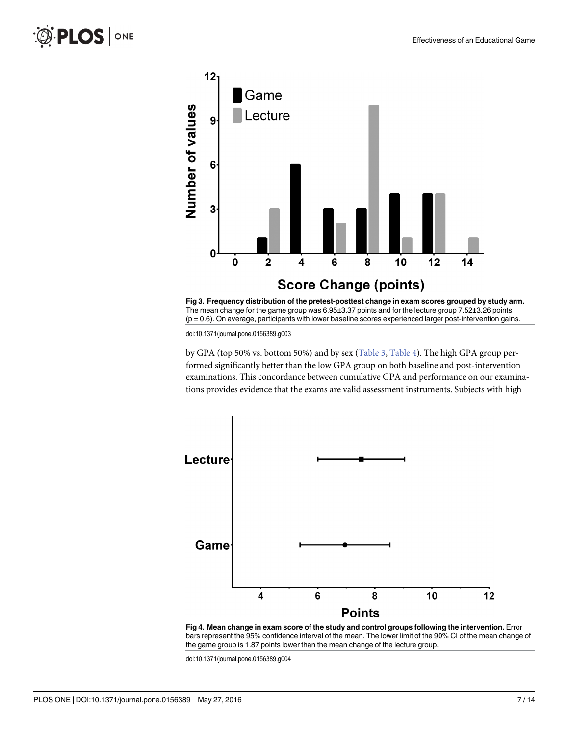Fig 3. **Frequency distribution of the pretest-posttest change in exam scores grouped by study arm.** The mean change for the game group was 6.95±3.37 points and for the lecture group 7.52±3.26 points ($p = 0.6$). On average, participants with lower baseline scores experienced larger post-intervention gains.

doi:10.1371/journal.pone.0156389.g003

by GPA (top 50% vs. bottom 50%) and by sex (Table 3, Table 4). The high GPA group performed significantly better than the low GPA group on both baseline and post-intervention examinations. This concordance between cumulative GPA and performance on our examinations provides evidence that the exams are valid assessment instruments. Subjects with high

Fig 4. **Mean change in exam score of the study and control groups following the intervention.** Error bars represent the 95% confidence interval of the mean. The lower limit of the 90% CI of the mean change of the game group is 1.87 points lower than the mean change of the lecture group.

doi:10.1371/journal.pone.0156389.g004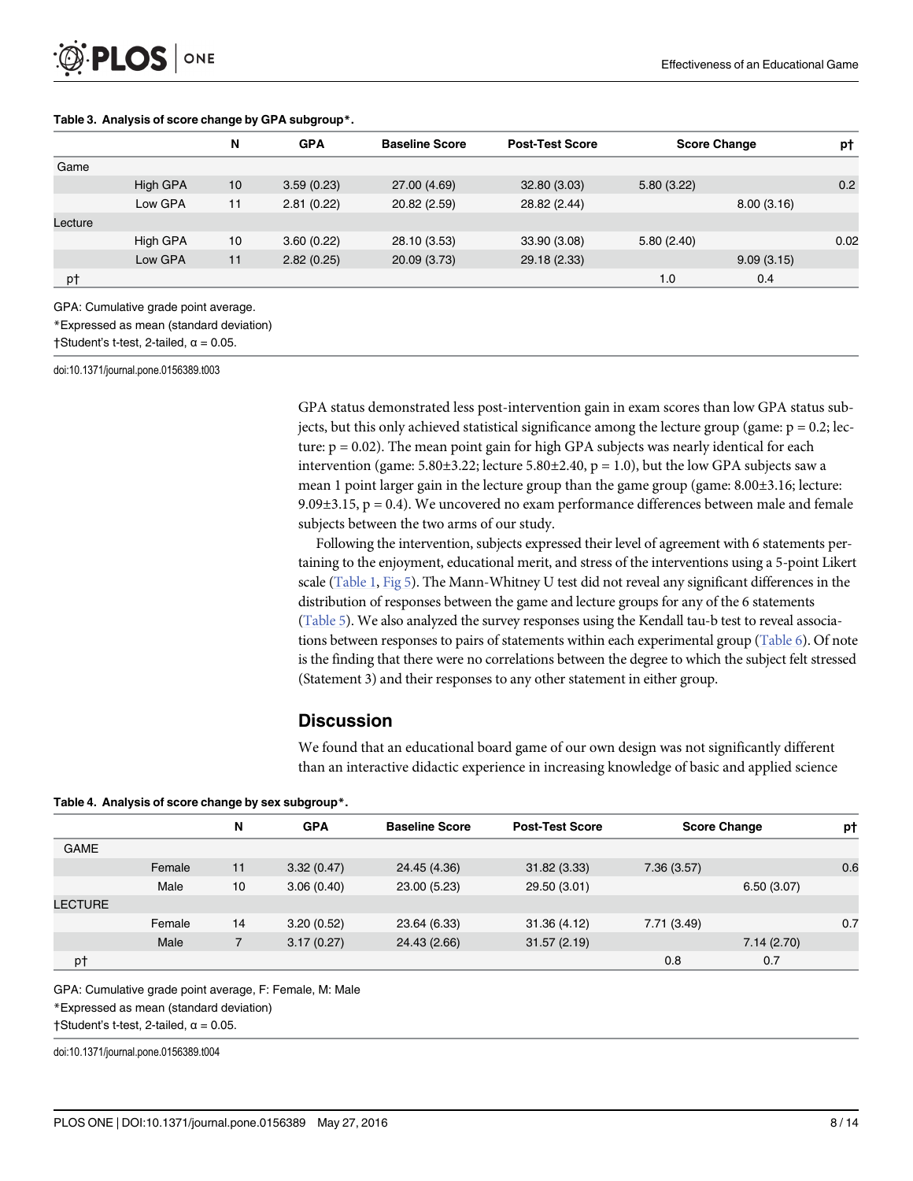**Table 3. Analysis of score change by GPA subgroup*.**

| | | N | GPA | Baseline Score | Post-Test Score | Score Change | | p† |
|---|---|---|---|---|---|---|---|---|
| Game | | | | | | | | |
| | High GPA | 10 | 3.59 (0.23) | 27.00 (4.69) | 32.80 (3.03) | 5.80 (3.22) | | 0.2 |
| | Low GPA | 11 | 2.81 (0.22) | 20.82 (2.59) | 28.82 (2.44) | | 8.00 (3.16) | |
| Lecture | | | | | | | | |
| | High GPA | 10 | 3.60 (0.22) | 28.10 (3.53) | 33.90 (3.08) | 5.80 (2.40) | | 0.02 |
| | Low GPA | 11 | 2.82 (0.25) | 20.09 (3.73) | 29.18 (2.33) | | 9.09 (3.15) | |
| p† | | | | | | 1.0 | 0.4 | |

GPA: Cumulative grade point average.

*Expressed as mean (standard deviation)

†Student's t-test, 2-tailed, $\alpha = 0.05$.

doi:10.1371/journal.pone.0156389.t003

GPA status demonstrated less post-intervention gain in exam scores than low GPA status subjects, but this only achieved statistical significance among the lecture group (game: $p = 0.2$; lecture: $p = 0.02$). The mean point gain for high GPA subjects was nearly identical for each intervention (game: 5.80±3.22; lecture 5.80±2.40, $p = 1.0$), but the low GPA subjects saw a mean 1 point larger gain in the lecture group than the game group (game: 8.00±3.16; lecture: 9.09±3.15, $p = 0.4$). We uncovered no exam performance differences between male and female subjects between the two arms of our study.

Following the intervention, subjects expressed their level of agreement with 6 statements pertaining to the enjoyment, educational merit, and stress of the interventions using a 5-point Likert scale (Table 1, Fig 5). The Mann-Whitney U test did not reveal any significant differences in the distribution of responses between the game and lecture groups for any of the 6 statements (Table 5). We also analyzed the survey responses using the Kendall tau-b test to reveal associations between responses to pairs of statements within each experimental group (Table 6). Of note is the finding that there were no correlations between the degree to which the subject felt stressed (Statement 3) and their responses to any other statement in either group.

## Discussion

We found that an educational board game of our own design was not significantly different than an interactive didactic experience in increasing knowledge of basic and applied science

**Table 4. Analysis of score change by sex subgroup*.**

| | | N | GPA | Baseline Score | Post-Test Score | Score Change | | p† |
|---|---|---|---|---|---|---|---|---|
| GAME | | | | | | | | |
| | Female | 11 | 3.32 (0.47) | 24.45 (4.36) | 31.82 (3.33) | 7.36 (3.57) | | 0.6 |
| | Male | 10 | 3.06 (0.40) | 23.00 (5.23) | 29.50 (3.01) | | 6.50 (3.07) | |
| LECTURE | | | | | | | | |
| | Female | 14 | 3.20 (0.52) | 23.64 (6.33) | 31.36 (4.12) | 7.71 (3.49) | | 0.7 |
| | Male | 7 | 3.17 (0.27) | 24.43 (2.66) | 31.57 (2.19) | | 7.14 (2.70) | |
| p† | | | | | | 0.8 | 0.7 | |

GPA: Cumulative grade point average, F: Female, M: Male

*Expressed as mean (standard deviation)

†Student's t-test, 2-tailed, $\alpha = 0.05$.

doi:10.1371/journal.pone.0156389.t004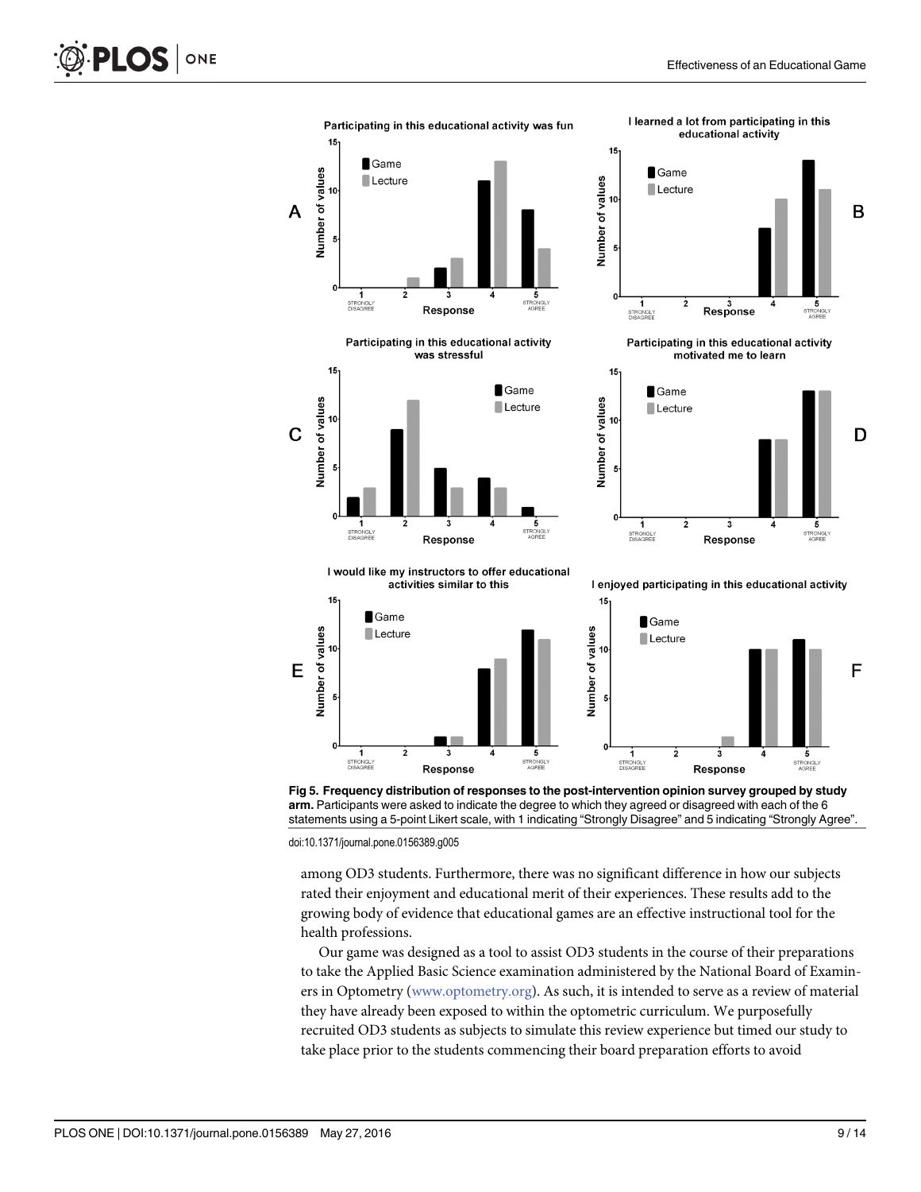**Fig 5. Frequency distribution of responses to the post-intervention opinion survey grouped by study arm.** Participants were asked to indicate the degree to which they agreed or disagreed with each of the 6 statements using a 5-point Likert scale, with 1 indicating "Strongly Disagree" and 5 indicating "Strongly Agree".

doi:10.1371/journal.pone.0156389.g005

among OD3 students. Furthermore, there was no significant difference in how our subjects rated their enjoyment and educational merit of their experiences. These results add to the growing body of evidence that educational games are an effective instructional tool for the health professions.

Our game was designed as a tool to assist OD3 students in the course of their preparations to take the Applied Basic Science examination administered by the National Board of Examiners in Optometry (www.optometry.org). As such, it is intended to serve as a review of material they have already been exposed to within the optometric curriculum. We purposefully recruited OD3 students as subjects to simulate this review experience but timed our study to take place prior to the students commencing their board preparation efforts to avoid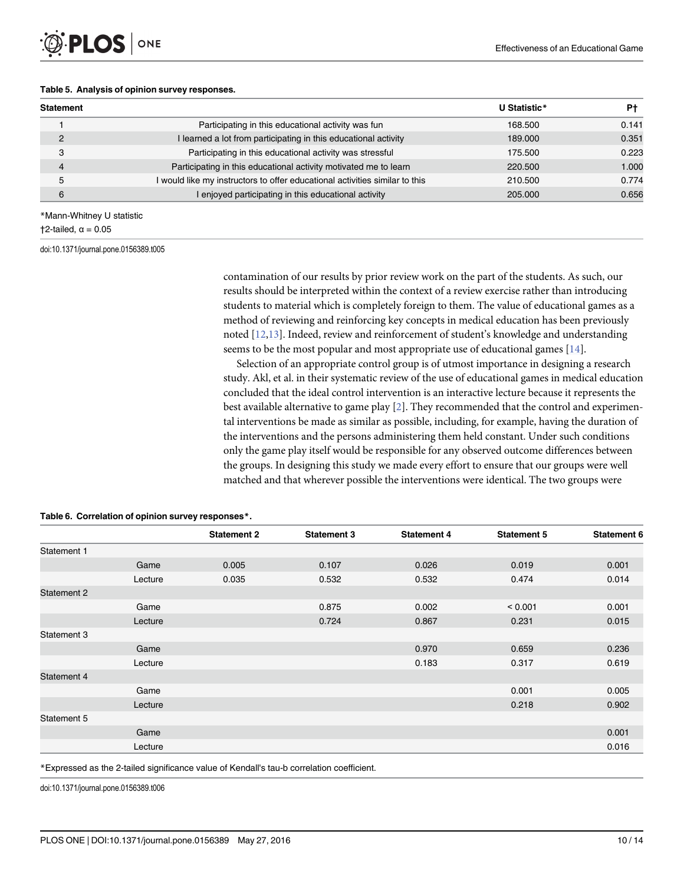**Table 5. Analysis of opinion survey responses.**

| Statement | | U Statistic* | P† |
|---|---|---|---|
| 1 | Participating in this educational activity was fun | 168.500 | 0.141 |
| 2 | I learned a lot from participating in this educational activity | 189.000 | 0.351 |
| 3 | Participating in this educational activity was stressful | 175.500 | 0.223 |
| 4 | Participating in this educational activity motivated me to learn | 220.500 | 1.000 |
| 5 | I would like my instructors to offer educational activities similar to this | 210.500 | 0.774 |
| 6 | I enjoyed participating in this educational activity | 205.000 | 0.656 |

*Mann-Whitney U statistic

†2-tailed, α = 0.05

doi:10.1371/journal.pone.0156389.t005

contamination of our results by prior review work on the part of the students. As such, our results should be interpreted within the context of a review exercise rather than introducing students to material which is completely foreign to them. The value of educational games as a method of reviewing and reinforcing key concepts in medical education has been previously noted [12,13]. Indeed, review and reinforcement of student's knowledge and understanding seems to be the most popular and most appropriate use of educational games [14].

Selection of an appropriate control group is of utmost importance in designing a research study. Akl, et al. in their systematic review of the use of educational games in medical education concluded that the ideal control intervention is an interactive lecture because it represents the best available alternative to game play [2]. They recommended that the control and experimental interventions be made as similar as possible, including, for example, having the duration of the interventions and the persons administering them held constant. Under such conditions only the game play itself would be responsible for any observed outcome differences between the groups. In designing this study we made every effort to ensure that our groups were well matched and that wherever possible the interventions were identical. The two groups were

**Table 6. Correlation of opinion survey responses*.**

| | | Statement 2 | Statement 3 | Statement 4 | Statement 5 | Statement 6 |
|---|---|---|---|---|---|---|
| Statement 1 | | | | | | |
| | Game | 0.005 | 0.107 | 0.026 | 0.019 | 0.001 |
| | Lecture | 0.035 | 0.532 | 0.532 | 0.474 | 0.014 |
| Statement 2 | | | | | | |
| | Game | | 0.875 | 0.002 | < 0.001 | 0.001 |
| | Lecture | | 0.724 | 0.867 | 0.231 | 0.015 |
| Statement 3 | | | | | | |
| | Game | | | 0.970 | 0.659 | 0.236 |
| | Lecture | | | 0.183 | 0.317 | 0.619 |
| Statement 4 | | | | | | |
| | Game | | | | 0.001 | 0.005 |
| | Lecture | | | | 0.218 | 0.902 |
| Statement 5 | | | | | | |
| | Game | | | | | 0.001 |
| | Lecture | | | | | 0.016 |

*Expressed as the 2-tailed significance value of Kendall's tau-b correlation coefficient.

doi:10.1371/journal.pone.0156389.t006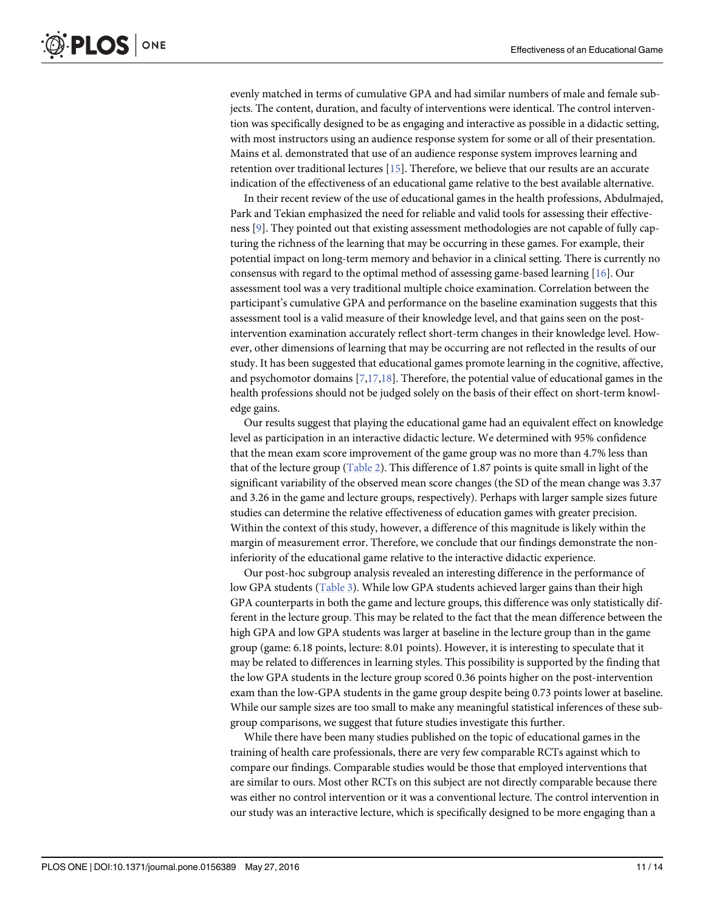evenly matched in terms of cumulative GPA and had similar numbers of male and female subjects. The content, duration, and faculty of interventions were identical. The control intervention was specifically designed to be as engaging and interactive as possible in a didactic setting, with most instructors using an audience response system for some or all of their presentation. Mains et al. demonstrated that use of an audience response system improves learning and retention over traditional lectures [15]. Therefore, we believe that our results are an accurate indication of the effectiveness of an educational game relative to the best available alternative.

In their recent review of the use of educational games in the health professions, Abdulmajed, Park and Tekian emphasized the need for reliable and valid tools for assessing their effectiveness [9]. They pointed out that existing assessment methodologies are not capable of fully capturing the richness of the learning that may be occurring in these games. For example, their potential impact on long-term memory and behavior in a clinical setting. There is currently no consensus with regard to the optimal method of assessing game-based learning [16]. Our assessment tool was a very traditional multiple choice examination. Correlation between the participant's cumulative GPA and performance on the baseline examination suggests that this assessment tool is a valid measure of their knowledge level, and that gains seen on the post-intervention examination accurately reflect short-term changes in their knowledge level. However, other dimensions of learning that may be occurring are not reflected in the results of our study. It has been suggested that educational games promote learning in the cognitive, affective, and psychomotor domains [7,17,18]. Therefore, the potential value of educational games in the health professions should not be judged solely on the basis of their effect on short-term knowledge gains.

Our results suggest that playing the educational game had an equivalent effect on knowledge level as participation in an interactive didactic lecture. We determined with 95% confidence that the mean exam score improvement of the game group was no more than 4.7% less than that of the lecture group (Table 2). This difference of 1.87 points is quite small in light of the significant variability of the observed mean score changes (the SD of the mean change was 3.37 and 3.26 in the game and lecture groups, respectively). Perhaps with larger sample sizes future studies can determine the relative effectiveness of education games with greater precision. Within the context of this study, however, a difference of this magnitude is likely within the margin of measurement error. Therefore, we conclude that our findings demonstrate the non-inferiority of the educational game relative to the interactive didactic experience.

Our post-hoc subgroup analysis revealed an interesting difference in the performance of low GPA students (Table 3). While low GPA students achieved larger gains than their high GPA counterparts in both the game and lecture groups, this difference was only statistically different in the lecture group. This may be related to the fact that the mean difference between the high GPA and low GPA students was larger at baseline in the lecture group than in the game group (game: 6.18 points, lecture: 8.01 points). However, it is interesting to speculate that it may be related to differences in learning styles. This possibility is supported by the finding that the low GPA students in the lecture group scored 0.36 points higher on the post-intervention exam than the low-GPA students in the game group despite being 0.73 points lower at baseline. While our sample sizes are too small to make any meaningful statistical inferences of these subgroup comparisons, we suggest that future studies investigate this further.

While there have been many studies published on the topic of educational games in the training of health care professionals, there are very few comparable RCTs against which to compare our findings. Comparable studies would be those that employed interventions that are similar to ours. Most other RCTs on this subject are not directly comparable because there was either no control intervention or it was a conventional lecture. The control intervention in our study was an interactive lecture, which is specifically designed to be more engaging than a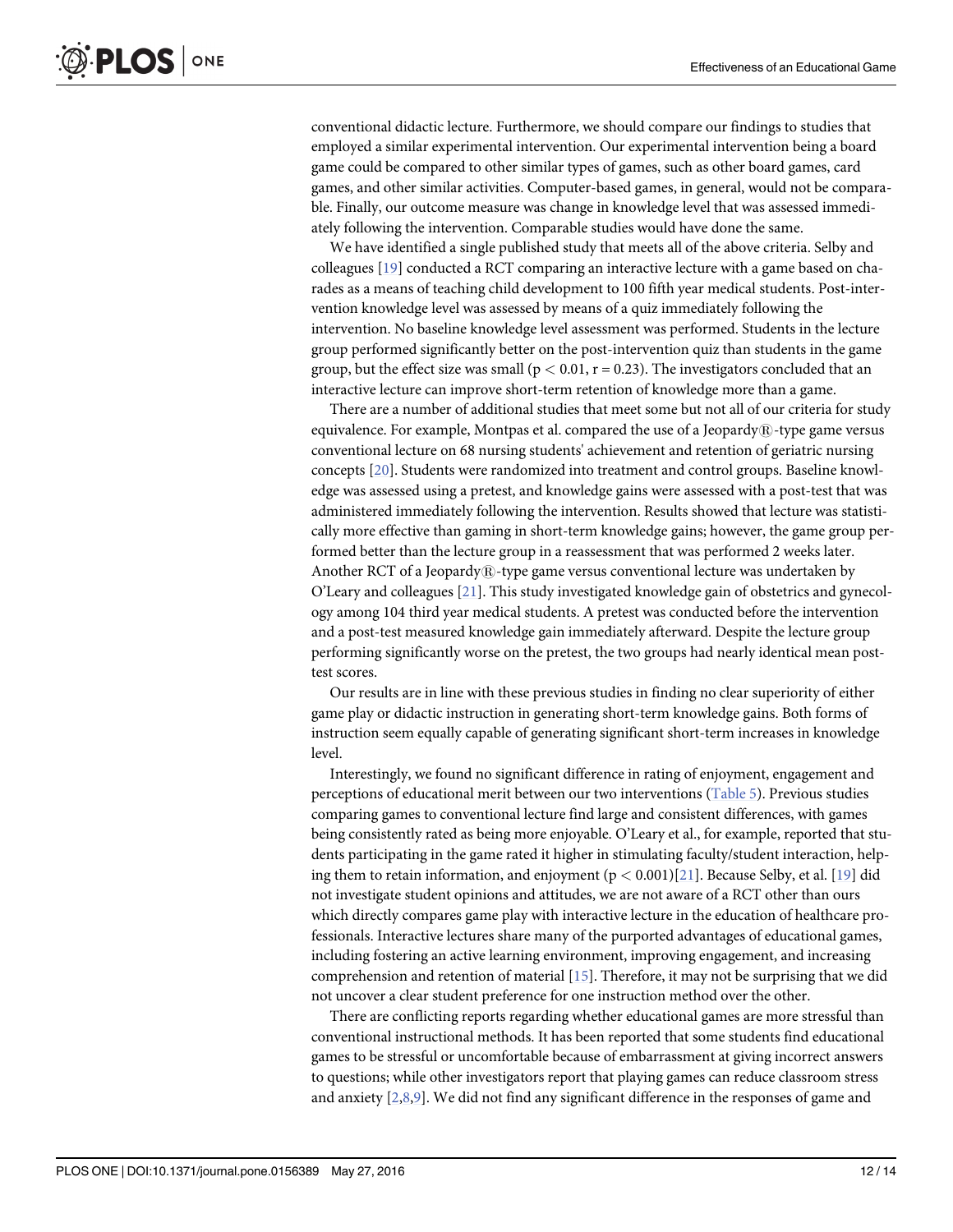conventional didactic lecture. Furthermore, we should compare our findings to studies that employed a similar experimental intervention. Our experimental intervention being a board game could be compared to other similar types of games, such as other board games, card games, and other similar activities. Computer-based games, in general, would not be comparable. Finally, our outcome measure was change in knowledge level that was assessed immediately following the intervention. Comparable studies would have done the same.

We have identified a single published study that meets all of the above criteria. Selby and colleagues [19] conducted a RCT comparing an interactive lecture with a game based on charades as a means of teaching child development to 100 fifth year medical students. Post-intervention knowledge level was assessed by means of a quiz immediately following the intervention. No baseline knowledge level assessment was performed. Students in the lecture group performed significantly better on the post-intervention quiz than students in the game group, but the effect size was small ($p < 0.01$, $r = 0.23$). The investigators concluded that an interactive lecture can improve short-term retention of knowledge more than a game.

There are a number of additional studies that meet some but not all of our criteria for study equivalence. For example, Montpas et al. compared the use of a Jeopardy®-type game versus conventional lecture on 68 nursing students' achievement and retention of geriatric nursing concepts [20]. Students were randomized into treatment and control groups. Baseline knowledge was assessed using a pretest, and knowledge gains were assessed with a post-test that was administered immediately following the intervention. Results showed that lecture was statistically more effective than gaming in short-term knowledge gains; however, the game group performed better than the lecture group in a reassessment that was performed 2 weeks later. Another RCT of a Jeopardy®-type game versus conventional lecture was undertaken by O'Leary and colleagues [21]. This study investigated knowledge gain of obstetrics and gynecology among 104 third year medical students. A pretest was conducted before the intervention and a post-test measured knowledge gain immediately afterward. Despite the lecture group performing significantly worse on the pretest, the two groups had nearly identical mean post-test scores.

Our results are in line with these previous studies in finding no clear superiority of either game play or didactic instruction in generating short-term knowledge gains. Both forms of instruction seem equally capable of generating significant short-term increases in knowledge level.

Interestingly, we found no significant difference in rating of enjoyment, engagement and perceptions of educational merit between our two interventions (Table 5). Previous studies comparing games to conventional lecture find large and consistent differences, with games being consistently rated as being more enjoyable. O'Leary et al., for example, reported that students participating in the game rated it higher in stimulating faculty/student interaction, helping them to retain information, and enjoyment ($p < 0.001$)[21]. Because Selby, et al. [19] did not investigate student opinions and attitudes, we are not aware of a RCT other than ours which directly compares game play with interactive lecture in the education of healthcare professionals. Interactive lectures share many of the purported advantages of educational games, including fostering an active learning environment, improving engagement, and increasing comprehension and retention of material [15]. Therefore, it may not be surprising that we did not uncover a clear student preference for one instruction method over the other.

There are conflicting reports regarding whether educational games are more stressful than conventional instructional methods. It has been reported that some students find educational games to be stressful or uncomfortable because of embarrassment at giving incorrect answers to questions; while other investigators report that playing games can reduce classroom stress and anxiety [2,8,9]. We did not find any significant difference in the responses of game and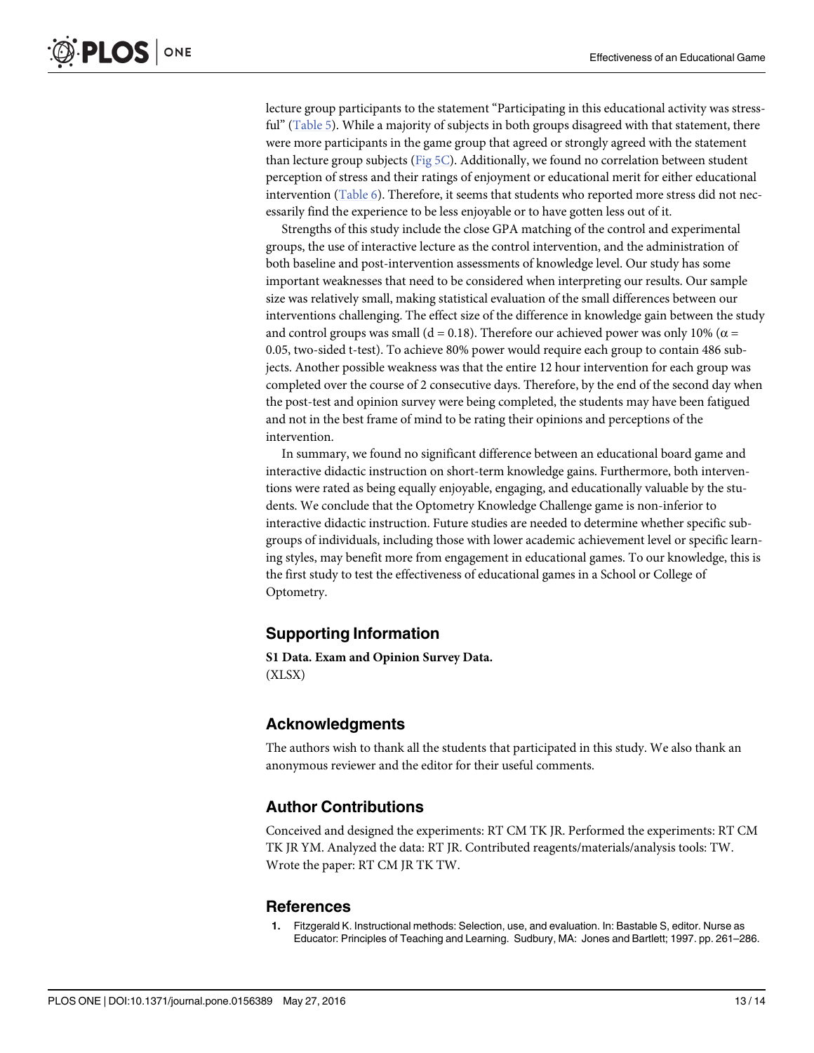lecture group participants to the statement "Participating in this educational activity was stressful" (Table 5). While a majority of subjects in both groups disagreed with that statement, there were more participants in the game group that agreed or strongly agreed with the statement than lecture group subjects (Fig 5C). Additionally, we found no correlation between student perception of stress and their ratings of enjoyment or educational merit for either educational intervention (Table 6). Therefore, it seems that students who reported more stress did not necessarily find the experience to be less enjoyable or to have gotten less out of it.

Strengths of this study include the close GPA matching of the control and experimental groups, the use of interactive lecture as the control intervention, and the administration of both baseline and post-intervention assessments of knowledge level. Our study has some important weaknesses that need to be considered when interpreting our results. Our sample size was relatively small, making statistical evaluation of the small differences between our interventions challenging. The effect size of the difference in knowledge gain between the study and control groups was small ($d = 0.18$). Therefore our achieved power was only 10% ($\alpha = 0.05$, two-sided t-test). To achieve 80% power would require each group to contain 486 subjects. Another possible weakness was that the entire 12 hour intervention for each group was completed over the course of 2 consecutive days. Therefore, by the end of the second day when the post-test and opinion survey were being completed, the students may have been fatigued and not in the best frame of mind to be rating their opinions and perceptions of the intervention.

In summary, we found no significant difference between an educational board game and interactive didactic instruction on short-term knowledge gains. Furthermore, both interventions were rated as being equally enjoyable, engaging, and educationally valuable by the students. We conclude that the Optometry Knowledge Challenge game is non-inferior to interactive didactic instruction. Future studies are needed to determine whether specific subgroups of individuals, including those with lower academic achievement level or specific learning styles, may benefit more from engagement in educational games. To our knowledge, this is the first study to test the effectiveness of educational games in a School or College of Optometry.

## Supporting Information

**S1 Data. Exam and Opinion Survey Data.**
(XLSX)

## Acknowledgments

The authors wish to thank all the students that participated in this study. We also thank an anonymous reviewer and the editor for their useful comments.

## Author Contributions

Conceived and designed the experiments: RT CM TK JR. Performed the experiments: RT CM TK JR YM. Analyzed the data: RT JR. Contributed reagents/materials/analysis tools: TW. Wrote the paper: RT CM JR TK TW.

## References

1. Fitzgerald K. Instructional methods: Selection, use, and evaluation. In: Bastable S, editor. Nurse as Educator: Principles of Teaching and Learning. Sudbury, MA: Jones and Bartlett; 1997. pp. 261–286.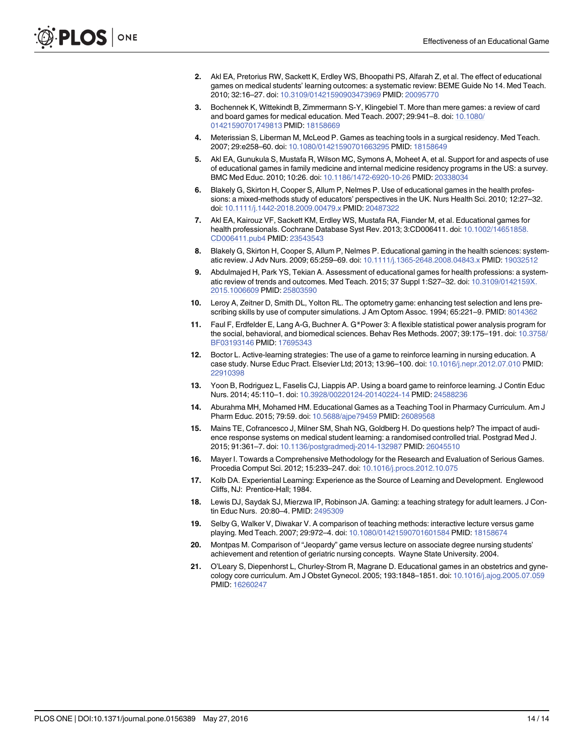2. Akl EA, Pretorius RW, Sackett K, Erdley WS, Bhoopathi PS, Alfarah Z, et al. The effect of educational games on medical students' learning outcomes: a systematic review: BEME Guide No 14. Med Teach. 2010; 32:16–27. doi: 10.3109/01421590903473969 PMID: 20095770
3. Bochennek K, Wittekindt B, Zimmermann S-Y, Klingebiel T. More than mere games: a review of card and board games for medical education. Med Teach. 2007; 29:941–8. doi: 10.1080/01421590701749813 PMID: 18158669
4. Meterissian S, Liberman M, McLeod P. Games as teaching tools in a surgical residency. Med Teach. 2007; 29:e258–60. doi: 10.1080/01421590701663295 PMID: 18158649
5. Akl EA, Gunukula S, Mustafa R, Wilson MC, Symons A, Moheet A, et al. Support for and aspects of use of educational games in family medicine and internal medicine residency programs in the US: a survey. BMC Med Educ. 2010; 10:26. doi: 10.1186/1472-6920-10-26 PMID: 20338034
6. Blakely G, Skirton H, Cooper S, Allum P, Nelmes P. Use of educational games in the health professions: a mixed-methods study of educators' perspectives in the UK. Nurs Health Sci. 2010; 12:27–32. doi: 10.1111/j.1442-2018.2009.00479.x PMID: 20487322
7. Akl EA, Kairouz VF, Sackett KM, Erdley WS, Mustafa RA, Fiander M, et al. Educational games for health professionals. Cochrane Database Syst Rev. 2013; 3:CD006411. doi: 10.1002/14651858.CD006411.pub4 PMID: 23543543
8. Blakely G, Skirton H, Cooper S, Allum P, Nelmes P. Educational gaming in the health sciences: systematic review. J Adv Nurs. 2009; 65:259–69. doi: 10.1111/j.1365-2648.2008.04843.x PMID: 19032512
9. Abdulmajed H, Park YS, Tekian A. Assessment of educational games for health professions: a systematic review of trends and outcomes. Med Teach. 2015; 37 Suppl 1:S27–32. doi: 10.3109/0142159X.2015.1006609 PMID: 25803590
10. Leroy A, Zeitner D, Smith DL, Yolton RL. The optometry game: enhancing test selection and lens prescribing skills by use of computer simulations. J Am Optom Assoc. 1994; 65:221–9. PMID: 8014362
11. Faul F, Erdfelder E, Lang A-G, Buchner A. G*Power 3: A flexible statistical power analysis program for the social, behavioral, and biomedical sciences. Behav Res Methods. 2007; 39:175–191. doi: 10.3758/BF03193146 PMID: 17695343
12. Boctor L. Active-learning strategies: The use of a game to reinforce learning in nursing education. A case study. Nurse Educ Pract. Elsevier Ltd; 2013; 13:96–100. doi: 10.1016/j.nepr.2012.07.010 PMID: 22910398
13. Yoon B, Rodriguez L, Faselis CJ, Liappis AP. Using a board game to reinforce learning. J Contin Educ Nurs. 2014; 45:110–1. doi: 10.3928/00220124-20140224-14 PMID: 24588236
14. Aburahma MH, Mohamed HM. Educational Games as a Teaching Tool in Pharmacy Curriculum. Am J Pharm Educ. 2015; 79:59. doi: 10.5688/ajpe79459 PMID: 26089568
15. Mains TE, Cofrancesco J, Milner SM, Shah NG, Goldberg H. Do questions help? The impact of audience response systems on medical student learning: a randomised controlled trial. Postgrad Med J. 2015; 91:361–7. doi: 10.1136/postgradmedj-2014-132987 PMID: 26045510
16. Mayer I. Towards a Comprehensive Methodology for the Research and Evaluation of Serious Games. Procedia Comput Sci. 2012; 15:233–247. doi: 10.1016/j.procs.2012.10.075
17. Kolb DA. Experiential Learning: Experience as the Source of Learning and Development. Englewood Cliffs, NJ: Prentice-Hall; 1984.
18. Lewis DJ, Saydak SJ, Mierzwa IP, Robinson JA. Gaming: a teaching strategy for adult learners. J Contin Educ Nurs. 20:80–4. PMID: 2495309
19. Selby G, Walker V, Diwakar V. A comparison of teaching methods: interactive lecture versus game playing. Med Teach. 2007; 29:972–4. doi: 10.1080/01421590701601584 PMID: 18158674
20. Montpas M. Comparison of "Jeopardy" game versus lecture on associate degree nursing students' achievement and retention of geriatric nursing concepts. Wayne State University. 2004.
21. O'Leary S, Diepenhorst L, Churley-Strom R, Magrane D. Educational games in an obstetrics and gynecology core curriculum. Am J Obstet Gynecol. 2005; 193:1848–1851. doi: 10.1016/j.ajog.2005.07.059 PMID: 16260247